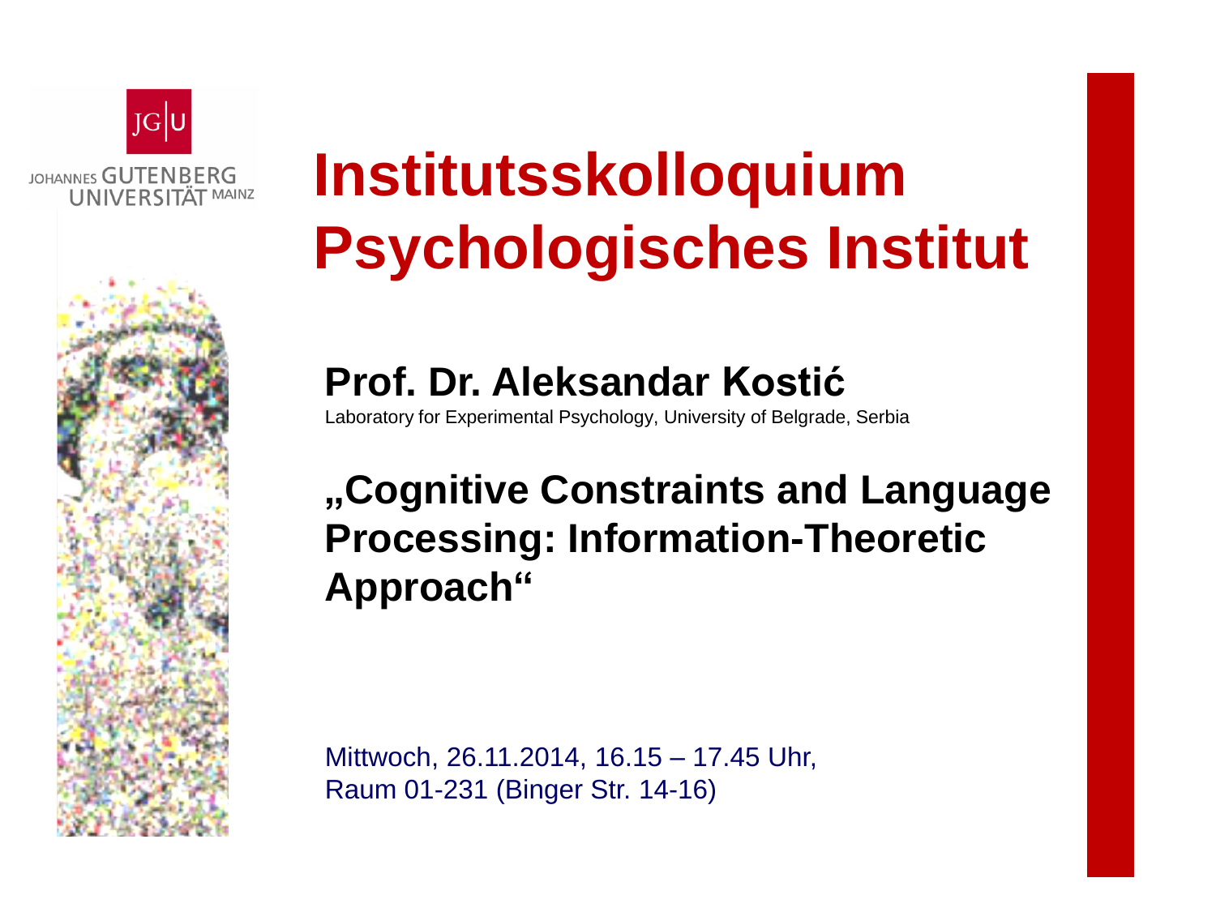JOHANNES GUTENBERG UNIVERSITÄT MAINZ

# Institutskolloquium Psychologisches Institut

## Prof. Dr. Aleksandar Kostić

Laboratory for Experimental Psychology, University of Belgrade, Serbia

## „Cognitive Constraints and Language Processing: Information-Theoretic Approach“

Mittwoch, 26.11.2014, 16.15 – 17.45 Uhr,
Raum 01-231 (Binger Str. 14-16)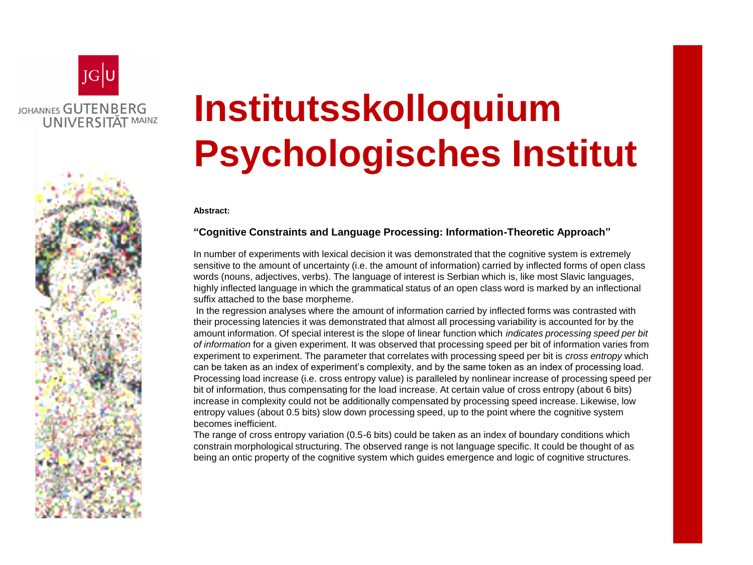JOHANNES GUTENBERG UNIVERSITÄT MAINZ

# Institutskolloquium Psychologisches Institut

**Abstract:**

**"Cognitive Constraints and Language Processing: Information-Theoretic Approach"**

In number of experiments with lexical decision it was demonstrated that the cognitive system is extremely sensitive to the amount of uncertainty (i.e. the amount of information) carried by inflected forms of open class words (nouns, adjectives, verbs). The language of interest is Serbian which is, like most Slavic languages, highly inflected language in which the grammatical status of an open class word is marked by an inflectional suffix attached to the base morpheme.

In the regression analyses where the amount of information carried by inflected forms was contrasted with their processing latencies it was demonstrated that almost all processing variability is accounted for by the amount information. Of special interest is the slope of linear function which *indicates processing speed per bit of information* for a given experiment. It was observed that processing speed per bit of information varies from experiment to experiment. The parameter that correlates with processing speed per bit is *cross entropy* which can be taken as an index of experiment's complexity, and by the same token as an index of processing load. Processing load increase (i.e. cross entropy value) is paralleled by nonlinear increase of processing speed per bit of information, thus compensating for the load increase. At certain value of cross entropy (about 6 bits) increase in complexity could not be additionally compensated by processing speed increase. Likewise, low entropy values (about 0.5 bits) slow down processing speed, up to the point where the cognitive system becomes inefficient.

The range of cross entropy variation (0.5-6 bits) could be taken as an index of boundary conditions which constrain morphological structuring. The observed range is not language specific. It could be thought of as being an ontic property of the cognitive system which guides emergence and logic of cognitive structures.